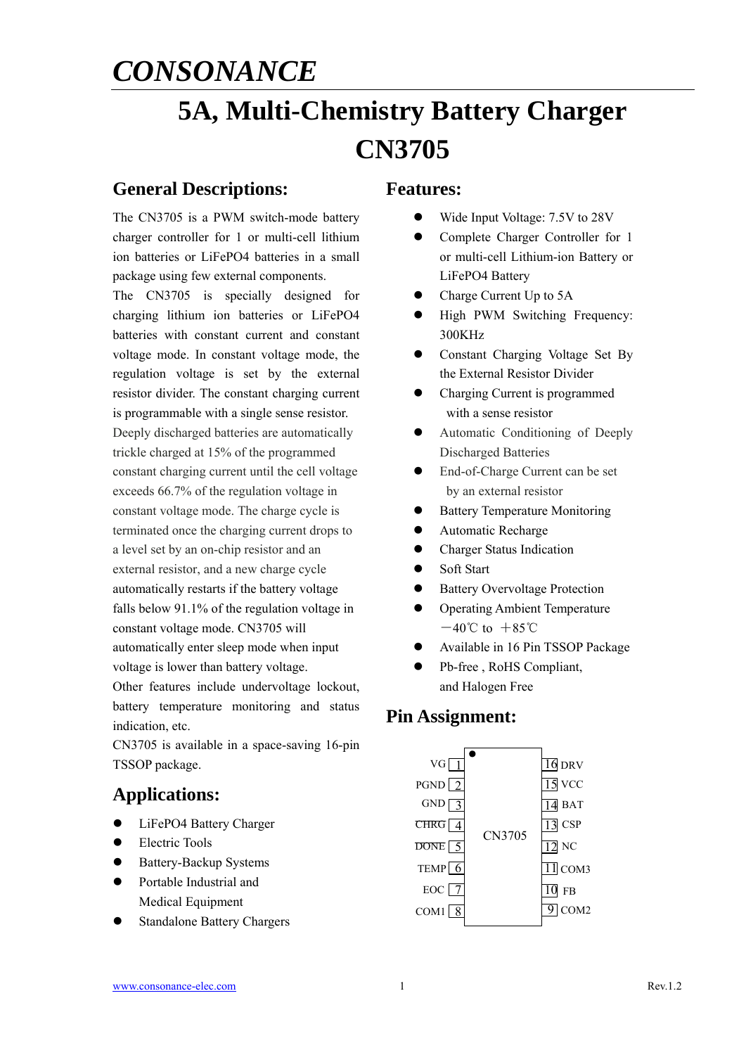# CONSONANCE

# 5A, Multi-Chemistry Battery Charger CN3705

## General Descriptions:

The CN3705 is a PWM switch-mode battery charger controller for 1 or multi-cell lithium ion batteries or LiFePO4 batteries in a small package using few external components.

The CN3705 is specially designed for charging lithium ion batteries or LiFePO4 batteries with constant current and constant voltage mode. In constant voltage mode, the regulation voltage is set by the external resistor divider. The constant charging current is programmable with a single sense resistor.

Deeply discharged batteries are automatically trickle charged at 15% of the programmed constant charging current until the cell voltage exceeds 66.7% of the regulation voltage in constant voltage mode. The charge cycle is terminated once the charging current drops to a level set by an on-chip resistor and an external resistor, and a new charge cycle automatically restarts if the battery voltage falls below 91.1% of the regulation voltage in constant voltage mode. CN3705 will automatically enter sleep mode when input voltage is lower than battery voltage.

Other features include undervoltage lockout, battery temperature monitoring and status indication, etc.

CN3705 is available in a space-saving 16-pin TSSOP package.

## Applications:

- LiFePO4 Battery Charger
- Electric Tools
- Battery-Backup Systems
- Portable Industrial and Medical Equipment
- Standalone Battery Chargers

## Features:

- Wide Input Voltage: 7.5V to 28V
- Complete Charger Controller for 1 or multi-cell Lithium-ion Battery or LiFePO4 Battery
- Charge Current Up to 5A
- High PWM Switching Frequency: 300KHz
- Constant Charging Voltage Set By the External Resistor Divider
- Charging Current is programmed with a sense resistor
- Automatic Conditioning of Deeply Discharged Batteries
- End-of-Charge Current can be set by an external resistor
- Battery Temperature Monitoring
- Automatic Recharge
- Charger Status Indication
- Soft Start
- Battery Overvoltage Protection
- Operating Ambient Temperature −40℃ to +85℃
- Available in 16 Pin TSSOP Package
- Pb-free , RoHS Compliant, and Halogen Free

## Pin Assignment:

CN3705

| Pin | Name | Pin | Name |
|---|---|---|---|
| 1 | VG | 16 | DRV |
| 2 | PGND | 15 | VCC |
| 3 | GND | 14 | BAT |
| 4 | $\overline{CHRG}$ | 13 | CSP |
| 5 | $\overline{DONE}$ | 12 | NC |
| 6 | TEMP | 11 | COM3 |
| 7 | EOC | 10 | FB |
| 8 | COM1 | 9 | COM2 |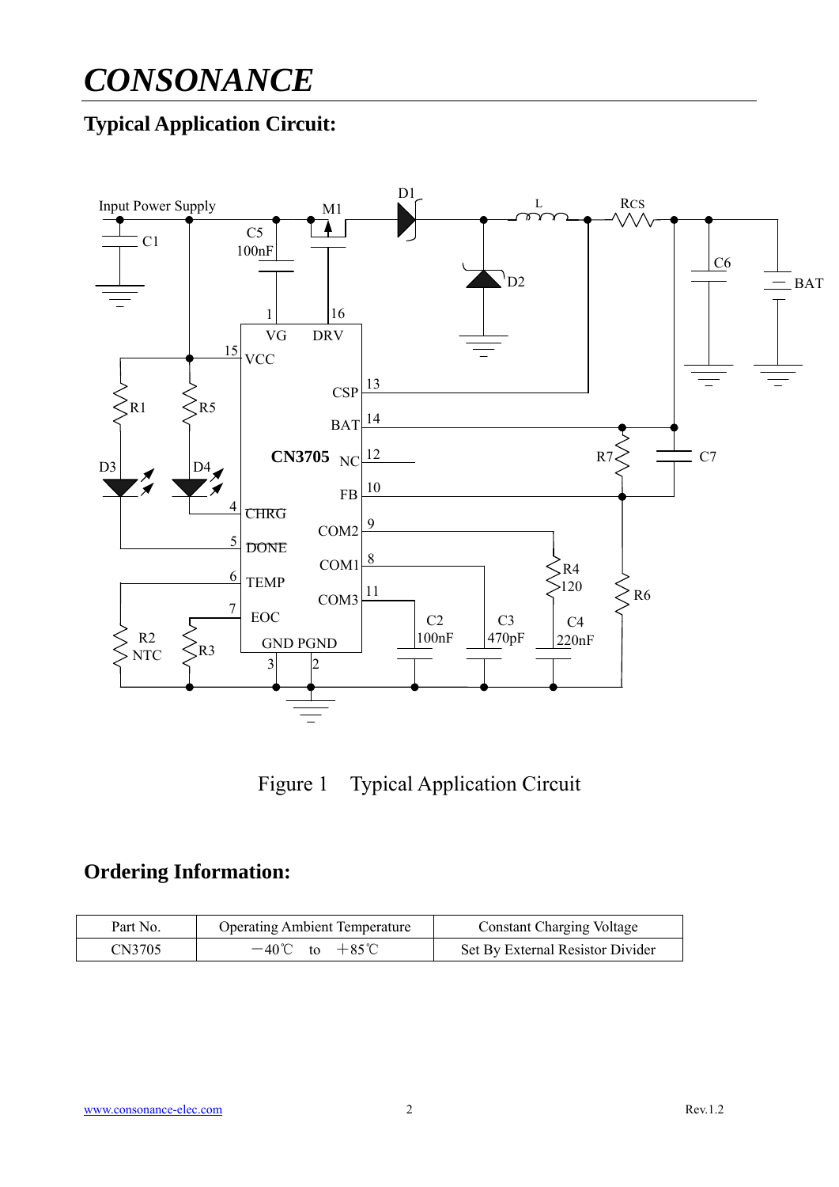# CONSONANCE

## Typical Application Circuit:

Figure 1 Typical Application Circuit

## Ordering Information:

| Part No. | Operating Ambient Temperature | Constant Charging Voltage |
|---|---|---|
| CN3705 | －40℃ to ＋85℃ | Set By External Resistor Divider |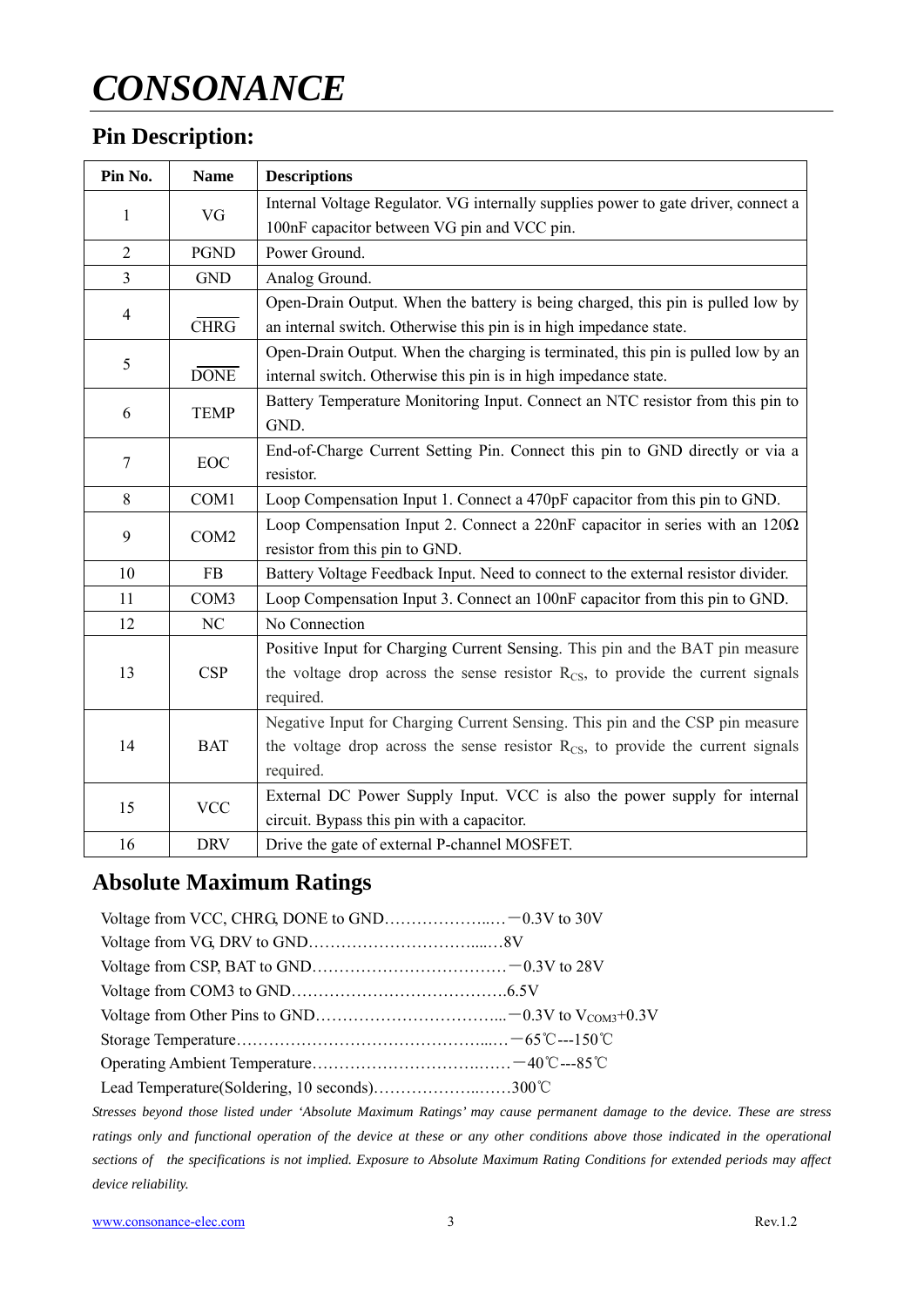## Pin Description:

| Pin No. | Name | Descriptions |
|---|---|---|
| 1 | VG | Internal Voltage Regulator. VG internally supplies power to gate driver, connect a 100nF capacitor between VG pin and VCC pin. |
| 2 | PGND | Power Ground. |
| 3 | GND | Analog Ground. |
| 4 | $\overline{CHRG}$ | Open-Drain Output. When the battery is being charged, this pin is pulled low by an internal switch. Otherwise this pin is in high impedance state. |
| 5 | $\overline{DONE}$ | Open-Drain Output. When the charging is terminated, this pin is pulled low by an internal switch. Otherwise this pin is in high impedance state. |
| 6 | TEMP | Battery Temperature Monitoring Input. Connect an NTC resistor from this pin to GND. |
| 7 | EOC | End-of-Charge Current Setting Pin. Connect this pin to GND directly or via a resistor. |
| 8 | COM1 | Loop Compensation Input 1. Connect a 470pF capacitor from this pin to GND. |
| 9 | COM2 | Loop Compensation Input 2. Connect a 220nF capacitor in series with an 120Ω resistor from this pin to GND. |
| 10 | FB | Battery Voltage Feedback Input. Need to connect to the external resistor divider. |
| 11 | COM3 | Loop Compensation Input 3. Connect an 100nF capacitor from this pin to GND. |
| 12 | NC | No Connection |
| 13 | CSP | Positive Input for Charging Current Sensing. This pin and the BAT pin measure the voltage drop across the sense resistor $R_{CS}$, to provide the current signals required. |
| 14 | BAT | Negative Input for Charging Current Sensing. This pin and the CSP pin measure the voltage drop across the sense resistor $R_{CS}$, to provide the current signals required. |
| 15 | VCC | External DC Power Supply Input. VCC is also the power supply for internal circuit. Bypass this pin with a capacitor. |
| 16 | DRV | Drive the gate of external P-channel MOSFET. |

## Absolute Maximum Ratings

Voltage from VCC, CHRG, DONE to GND…………………..…－0.3V to 30V

Voltage from VG, DRV to GND…………………………....…8V

Voltage from CSP, BAT to GND………………………………－0.3V to 28V

Voltage from COM3 to GND………………………………….6.5V

Voltage from Other Pins to GND……………………………...－0.3V to $V_{COM3}$+0.3V

Storage Temperature…………………………………………...…－65℃---150℃

Operating Ambient Temperature…………………………….……－40℃---85℃

Lead Temperature(Soldering, 10 seconds)………………..……300℃

*Stresses beyond those listed under 'Absolute Maximum Ratings' may cause permanent damage to the device. These are stress ratings only and functional operation of the device at these or any other conditions above those indicated in the operational sections of the specifications is not implied. Exposure to Absolute Maximum Rating Conditions for extended periods may affect device reliability.*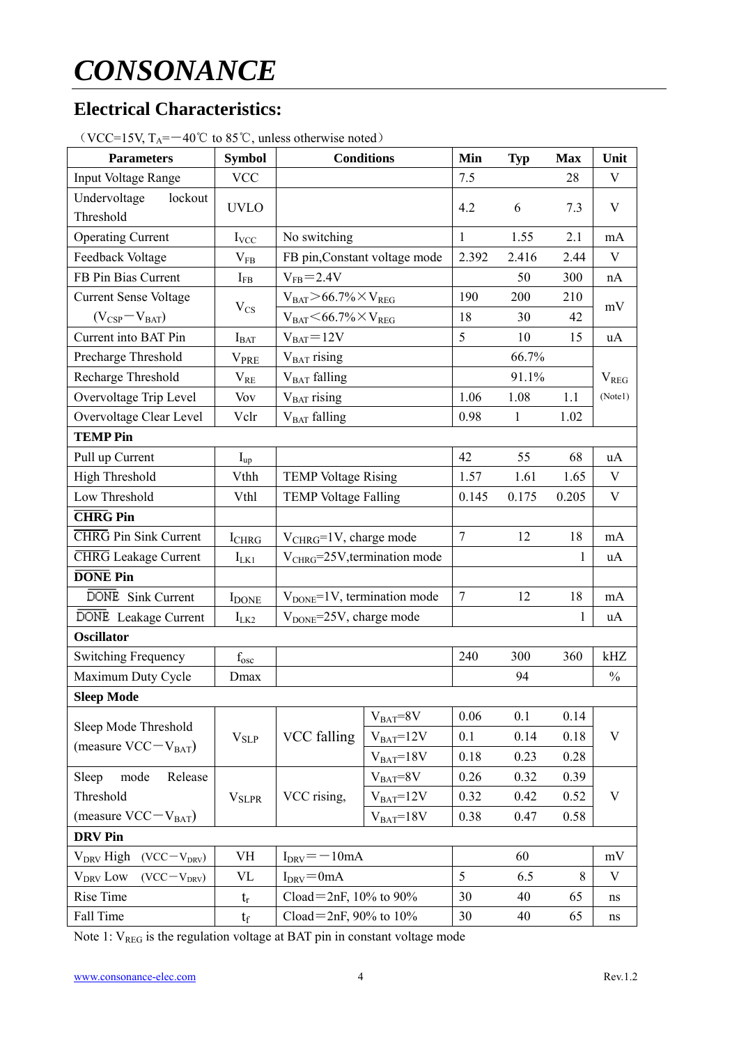# CONSONANCE

## Electrical Characteristics:

（VCC=15V, $T_A$=－40℃ to 85℃, unless otherwise noted）

| Parameters | Symbol | Conditions | | Min | Typ | Max | Unit |
|---|---|---|---|---|---|---|---|
| Input Voltage Range | VCC | | | 7.5 | | 28 | V |
| Undervoltage lockout Threshold | UVLO | | | 4.2 | 6 | 7.3 | V |
| Operating Current | $I_{VCC}$ | No switching | | 1 | 1.55 | 2.1 | mA |
| Feedback Voltage | $V_{FB}$ | FB pin,Constant voltage mode | | 2.392 | 2.416 | 2.44 | V |
| FB Pin Bias Current | $I_{FB}$ | $V_{FB}$=2.4V | | | 50 | 300 | nA |
| Current Sense Voltage ($V_{CSP}-V_{BAT}$) | $V_{CS}$ | $V_{BAT}$>66.7%×$V_{REG}$ | | 190 | 200 | 210 | mV |
| | | $V_{BAT}$<66.7%×$V_{REG}$ | | 18 | 30 | 42 | |
| Current into BAT Pin | $I_{BAT}$ | $V_{BAT}$=12V | | 5 | 10 | 15 | uA |
| Precharge Threshold | $V_{PRE}$ | $V_{BAT}$ rising | | | 66.7% | | $V_{REG}$ (Note1) |
| Recharge Threshold | $V_{RE}$ | $V_{BAT}$ falling | | | 91.1% | | |
| Overvoltage Trip Level | Vov | $V_{BAT}$ rising | | 1.06 | 1.08 | 1.1 | |
| Overvoltage Clear Level | Vclr | $V_{BAT}$ falling | | 0.98 | 1 | 1.02 | |
| **TEMP Pin** | | | | | | | |
| Pull up Current | $I_{up}$ | | | 42 | 55 | 68 | uA |
| High Threshold | Vthh | TEMP Voltage Rising | | 1.57 | 1.61 | 1.65 | V |
| Low Threshold | Vthl | TEMP Voltage Falling | | 0.145 | 0.175 | 0.205 | V |
| **$\overline{\text{CHRG}}$ Pin** | | | | | | | |
| $\overline{\text{CHRG}}$ Pin Sink Current | $I_{CHRG}$ | $V_{CHRG}$=1V, charge mode | | 7 | 12 | 18 | mA |
| $\overline{\text{CHRG}}$ Leakage Current | $I_{LK1}$ | $V_{CHRG}$=25V,termination mode | | | | 1 | uA |
| **$\overline{\text{DONE}}$ Pin** | | | | | | | |
| $\overline{\text{DONE}}$ Sink Current | $I_{DONE}$ | $V_{DONE}$=1V, termination mode | | 7 | 12 | 18 | mA |
| $\overline{\text{DONE}}$ Leakage Current | $I_{LK2}$ | $V_{DONE}$=25V, charge mode | | | | 1 | uA |
| **Oscillator** | | | | | | | |
| Switching Frequency | $f_{osc}$ | | | 240 | 300 | 360 | kHZ |
| Maximum Duty Cycle | Dmax | | | | 94 | | % |
| **Sleep Mode** | | | | | | | |
| Sleep Mode Threshold (measure VCC－$V_{BAT}$) | $V_{SLP}$ | VCC falling | $V_{BAT}$=8V | 0.06 | 0.1 | 0.14 | V |
| | | | $V_{BAT}$=12V | 0.1 | 0.14 | 0.18 | |
| | | | $V_{BAT}$=18V | 0.18 | 0.23 | 0.28 | |
| Sleep mode Release Threshold (measure VCC－$V_{BAT}$) | $V_{SLPR}$ | VCC rising, | $V_{BAT}$=8V | 0.26 | 0.32 | 0.39 | V |
| | | | $V_{BAT}$=12V | 0.32 | 0.42 | 0.52 | |
| | | | $V_{BAT}$=18V | 0.38 | 0.47 | 0.58 | |
| **DRV Pin** | | | | | | | |
| $V_{DRV}$ High (VCC－$V_{DRV}$) | VH | $I_{DRV}$=－10mA | | | 60 | | mV |
| $V_{DRV}$ Low (VCC－$V_{DRV}$) | VL | $I_{DRV}$=0mA | | 5 | 6.5 | 8 | V |
| Rise Time | $t_r$ | Cload=2nF, 10% to 90% | | 30 | 40 | 65 | ns |
| Fall Time | $t_f$ | Cload=2nF, 90% to 10% | | 30 | 40 | 65 | ns |

Note 1: $V_{REG}$ is the regulation voltage at BAT pin in constant voltage mode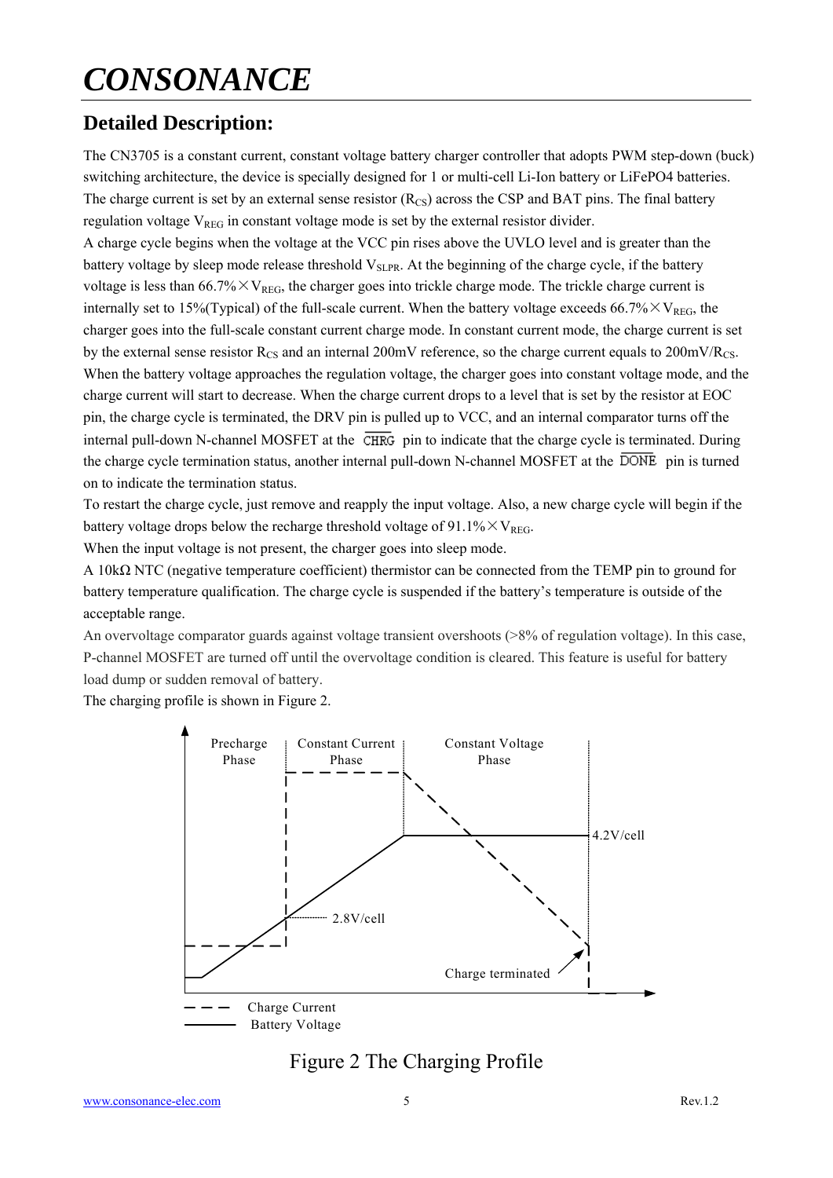## Detailed Description:

The CN3705 is a constant current, constant voltage battery charger controller that adopts PWM step-down (buck) switching architecture, the device is specially designed for 1 or multi-cell Li-Ion battery or LiFePO4 batteries. The charge current is set by an external sense resistor ($R_{CS}$) across the CSP and BAT pins. The final battery regulation voltage $V_{REG}$ in constant voltage mode is set by the external resistor divider.

A charge cycle begins when the voltage at the VCC pin rises above the UVLO level and is greater than the battery voltage by sleep mode release threshold $V_{SLPR}$. At the beginning of the charge cycle, if the battery voltage is less than $66.7\% \times V_{REG}$, the charger goes into trickle charge mode. The trickle charge current is internally set to 15%(Typical) of the full-scale current. When the battery voltage exceeds $66.7\% \times V_{REG}$, the charger goes into the full-scale constant current charge mode. In constant current mode, the charge current is set by the external sense resistor $R_{CS}$ and an internal 200mV reference, so the charge current equals to $200mV/R_{CS}$. When the battery voltage approaches the regulation voltage, the charger goes into constant voltage mode, and the charge current will start to decrease. When the charge current drops to a level that is set by the resistor at EOC pin, the charge cycle is terminated, the DRV pin is pulled up to VCC, and an internal comparator turns off the internal pull-down N-channel MOSFET at the $\overline{\text{CHRG}}$ pin to indicate that the charge cycle is terminated. During the charge cycle termination status, another internal pull-down N-channel MOSFET at the $\overline{\text{DONE}}$ pin is turned on to indicate the termination status.

To restart the charge cycle, just remove and reapply the input voltage. Also, a new charge cycle will begin if the battery voltage drops below the recharge threshold voltage of $91.1\% \times V_{REG}$.

When the input voltage is not present, the charger goes into sleep mode.

A 10kΩ NTC (negative temperature coefficient) thermistor can be connected from the TEMP pin to ground for battery temperature qualification. The charge cycle is suspended if the battery's temperature is outside of the acceptable range.

An overvoltage comparator guards against voltage transient overshoots (>8% of regulation voltage). In this case, P-channel MOSFET are turned off until the overvoltage condition is cleared. This feature is useful for battery load dump or sudden removal of battery.

The charging profile is shown in Figure 2.

Figure 2 The Charging Profile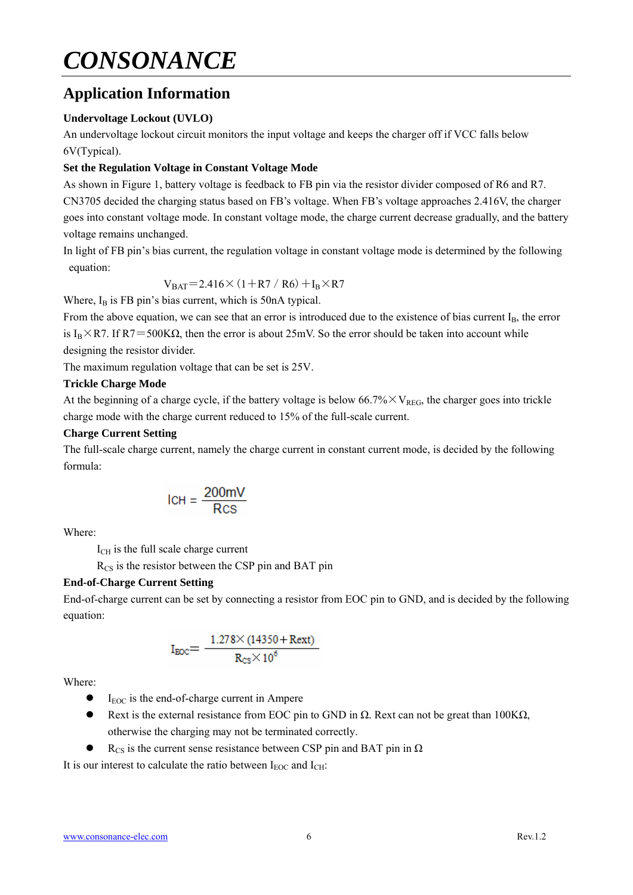# CONSONANCE

## Application Information

**Undervoltage Lockout (UVLO)**

An undervoltage lockout circuit monitors the input voltage and keeps the charger off if VCC falls below 6V(Typical).

**Set the Regulation Voltage in Constant Voltage Mode**

As shown in Figure 1, battery voltage is feedback to FB pin via the resistor divider composed of R6 and R7. CN3705 decided the charging status based on FB's voltage. When FB's voltage approaches 2.416V, the charger goes into constant voltage mode. In constant voltage mode, the charge current decrease gradually, and the battery voltage remains unchanged.

In light of FB pin's bias current, the regulation voltage in constant voltage mode is determined by the following equation:

$$V_{BAT} = 2.416 \times (1 + R7 / R6) + I_B \times R7$$

Where, $I_B$ is FB pin's bias current, which is 50nA typical.

From the above equation, we can see that an error is introduced due to the existence of bias current $I_B$, the error is $I_B \times R7$. If R7＝500KΩ, then the error is about 25mV. So the error should be taken into account while designing the resistor divider.

The maximum regulation voltage that can be set is 25V.

**Trickle Charge Mode**

At the beginning of a charge cycle, if the battery voltage is below $66.7\% \times V_{REG}$, the charger goes into trickle charge mode with the charge current reduced to 15% of the full-scale current.

**Charge Current Setting**

The full-scale charge current, namely the charge current in constant current mode, is decided by the following formula:

$$I_{CH} = \frac{200mV}{R_{CS}}$$

Where:

$I_{CH}$ is the full scale charge current

$R_{CS}$ is the resistor between the CSP pin and BAT pin

**End-of-Charge Current Setting**

End-of-charge current can be set by connecting a resistor from EOC pin to GND, and is decided by the following equation:

$$I_{EOC} = \frac{1.278 \times (14350 + Rext)}{R_{CS} \times 10^6}$$

Where:

- $I_{EOC}$ is the end-of-charge current in Ampere
- Rext is the external resistance from EOC pin to GND in Ω. Rext can not be great than 100KΩ, otherwise the charging may not be terminated correctly.
- $R_{CS}$ is the current sense resistance between CSP pin and BAT pin in Ω

It is our interest to calculate the ratio between $I_{EOC}$ and $I_{CH}$: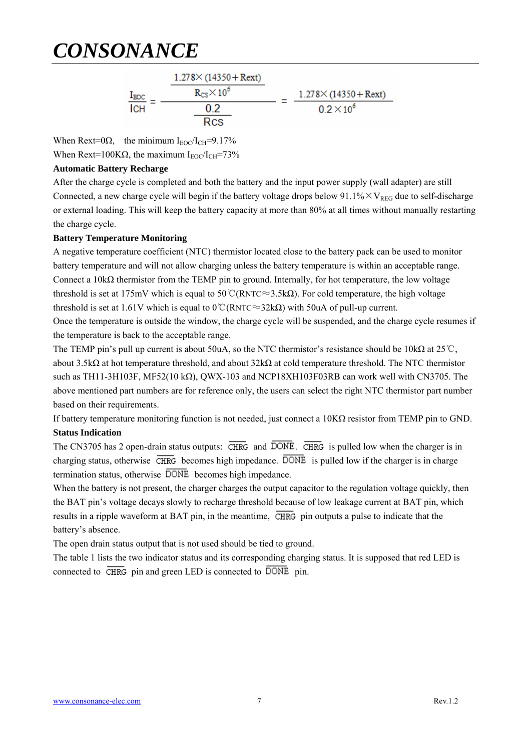$$\frac{I_{EOC}}{I_{CH}} = \frac{\dfrac{1.278 \times (14350 + Rext)}{R_{CS} \times 10^6}}{\dfrac{0.2}{R_{CS}}} = \frac{1.278 \times (14350 + Rext)}{0.2 \times 10^6}$$

When Rext=0Ω, the minimum $I_{EOC}/I_{CH}$=9.17%

When Rext=100KΩ, the maximum $I_{EOC}/I_{CH}$=73%

**Automatic Battery Recharge**

After the charge cycle is completed and both the battery and the input power supply (wall adapter) are still Connected, a new charge cycle will begin if the battery voltage drops below 91.1%× $V_{REG}$ due to self-discharge or external loading. This will keep the battery capacity at more than 80% at all times without manually restarting the charge cycle.

**Battery Temperature Monitoring**

A negative temperature coefficient (NTC) thermistor located close to the battery pack can be used to monitor battery temperature and will not allow charging unless the battery temperature is within an acceptable range. Connect a 10kΩ thermistor from the TEMP pin to ground. Internally, for hot temperature, the low voltage threshold is set at 175mV which is equal to 50℃($R_{NTC}$≈3.5kΩ). For cold temperature, the high voltage threshold is set at 1.61V which is equal to 0℃($R_{NTC}$≈32kΩ) with 50uA of pull-up current.

Once the temperature is outside the window, the charge cycle will be suspended, and the charge cycle resumes if the temperature is back to the acceptable range.

The TEMP pin's pull up current is about 50uA, so the NTC thermistor's resistance should be 10kΩ at 25℃, about 3.5kΩ at hot temperature threshold, and about 32kΩ at cold temperature threshold. The NTC thermistor such as TH11-3H103F, MF52(10 kΩ), QWX-103 and NCP18XH103F03RB can work well with CN3705. The above mentioned part numbers are for reference only, the users can select the right NTC thermistor part number based on their requirements.

If battery temperature monitoring function is not needed, just connect a 10KΩ resistor from TEMP pin to GND.

**Status Indication**

The CN3705 has 2 open-drain status outputs: $\overline{\text{CHRG}}$ and $\overline{\text{DONE}}$. $\overline{\text{CHRG}}$ is pulled low when the charger is in charging status, otherwise $\overline{\text{CHRG}}$ becomes high impedance. $\overline{\text{DONE}}$ is pulled low if the charger is in charge termination status, otherwise $\overline{\text{DONE}}$ becomes high impedance.

When the battery is not present, the charger charges the output capacitor to the regulation voltage quickly, then the BAT pin's voltage decays slowly to recharge threshold because of low leakage current at BAT pin, which results in a ripple waveform at BAT pin, in the meantime, $\overline{\text{CHRG}}$ pin outputs a pulse to indicate that the battery's absence.

The open drain status output that is not used should be tied to ground.

The table 1 lists the two indicator status and its corresponding charging status. It is supposed that red LED is connected to $\overline{\text{CHRG}}$ pin and green LED is connected to $\overline{\text{DONE}}$ pin.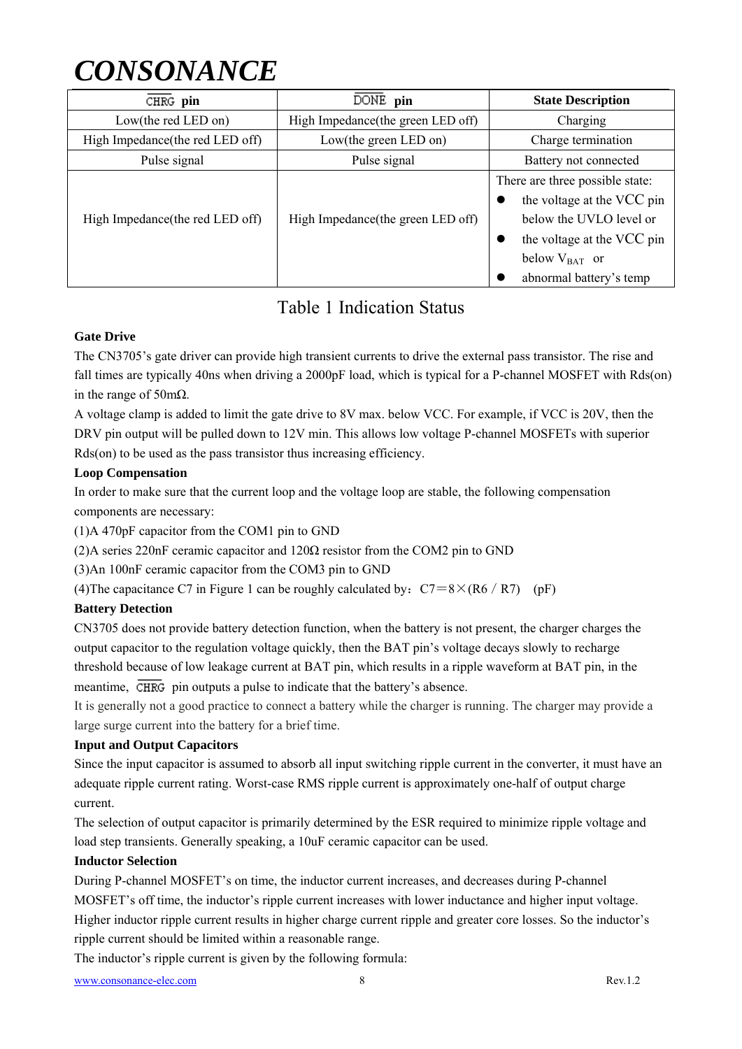| $\overline{CHRG}$ pin | $\overline{DONE}$ pin | State Description |
|---|---|---|
| Low(the red LED on) | High Impedance(the green LED off) | Charging |
| High Impedance(the red LED off) | Low(the green LED on) | Charge termination |
| Pulse signal | Pulse signal | Battery not connected |
| High Impedance(the red LED off) | High Impedance(the green LED off) | There are three possible state: <br>● the voltage at the VCC pin below the UVLO level or <br>● the voltage at the VCC pin below $V_{BAT}$ or <br>● abnormal battery's temp |

Table 1 Indication Status

**Gate Drive**

The CN3705's gate driver can provide high transient currents to drive the external pass transistor. The rise and fall times are typically 40ns when driving a 2000pF load, which is typical for a P-channel MOSFET with Rds(on) in the range of 50mΩ.

A voltage clamp is added to limit the gate drive to 8V max. below VCC. For example, if VCC is 20V, then the DRV pin output will be pulled down to 12V min. This allows low voltage P-channel MOSFETs with superior Rds(on) to be used as the pass transistor thus increasing efficiency.

**Loop Compensation**

In order to make sure that the current loop and the voltage loop are stable, the following compensation components are necessary:

(1)A 470pF capacitor from the COM1 pin to GND

(2)A series 220nF ceramic capacitor and 120Ω resistor from the COM2 pin to GND

(3)An 100nF ceramic capacitor from the COM3 pin to GND

(4)The capacitance C7 in Figure 1 can be roughly calculated by：$C7 = 8 \times (R6 / R7)$ (pF)

**Battery Detection**

CN3705 does not provide battery detection function, when the battery is not present, the charger charges the output capacitor to the regulation voltage quickly, then the BAT pin's voltage decays slowly to recharge threshold because of low leakage current at BAT pin, which results in a ripple waveform at BAT pin, in the meantime, $\overline{CHRG}$ pin outputs a pulse to indicate that the battery's absence.

It is generally not a good practice to connect a battery while the charger is running. The charger may provide a large surge current into the battery for a brief time.

**Input and Output Capacitors**

Since the input capacitor is assumed to absorb all input switching ripple current in the converter, it must have an adequate ripple current rating. Worst-case RMS ripple current is approximately one-half of output charge current.

The selection of output capacitor is primarily determined by the ESR required to minimize ripple voltage and load step transients. Generally speaking, a 10uF ceramic capacitor can be used.

**Inductor Selection**

During P-channel MOSFET's on time, the inductor current increases, and decreases during P-channel MOSFET's off time, the inductor's ripple current increases with lower inductance and higher input voltage. Higher inductor ripple current results in higher charge current ripple and greater core losses. So the inductor's ripple current should be limited within a reasonable range.

The inductor's ripple current is given by the following formula: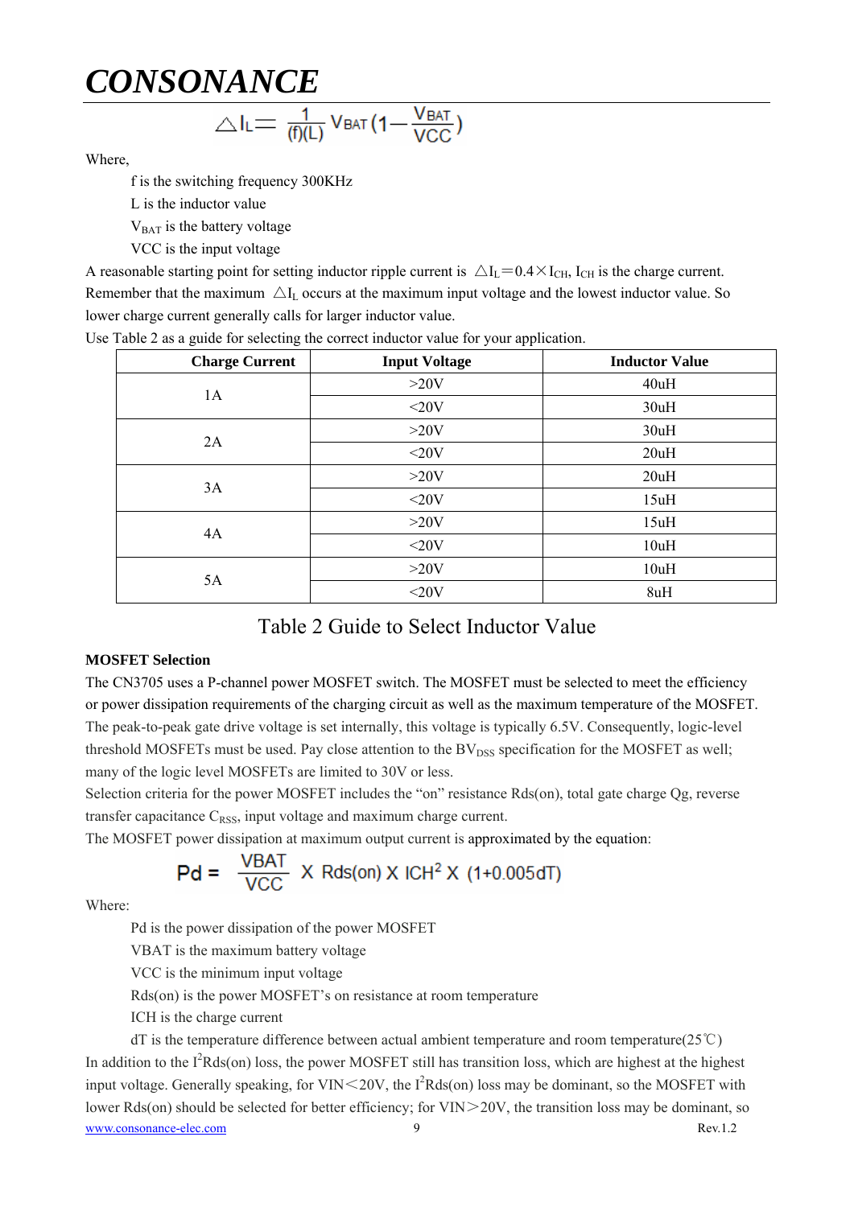$$\triangle I_L = \frac{1}{(f)(L)} V_{BAT} \left(1 - \frac{V_{BAT}}{VCC}\right)$$

Where,

f is the switching frequency 300KHz

L is the inductor value

$V_{BAT}$ is the battery voltage

VCC is the input voltage

A reasonable starting point for setting inductor ripple current is $\triangle I_L = 0.4 \times I_{CH}$, $I_{CH}$ is the charge current. Remember that the maximum $\triangle I_L$ occurs at the maximum input voltage and the lowest inductor value. So lower charge current generally calls for larger inductor value.

Use Table 2 as a guide for selecting the correct inductor value for your application.

| Charge Current | Input Voltage | Inductor Value |
|---|---|---|
| 1A | >20V | 40uH |
| | <20V | 30uH |
| 2A | >20V | 30uH |
| | <20V | 20uH |
| 3A | >20V | 20uH |
| | <20V | 15uH |
| 4A | >20V | 15uH |
| | <20V | 10uH |
| 5A | >20V | 10uH |
| | <20V | 8uH |

Table 2 Guide to Select Inductor Value

**MOSFET Selection**

The CN3705 uses a P-channel power MOSFET switch. The MOSFET must be selected to meet the efficiency or power dissipation requirements of the charging circuit as well as the maximum temperature of the MOSFET. The peak-to-peak gate drive voltage is set internally, this voltage is typically 6.5V. Consequently, logic-level threshold MOSFETs must be used. Pay close attention to the $BV_{DSS}$ specification for the MOSFET as well; many of the logic level MOSFETs are limited to 30V or less.

Selection criteria for the power MOSFET includes the "on" resistance Rds(on), total gate charge Qg, reverse transfer capacitance $C_{RSS}$, input voltage and maximum charge current.

The MOSFET power dissipation at maximum output current is approximated by the equation:

$$Pd = \frac{VBAT}{VCC} \times Rds(on) \times ICH^2 \times (1+0.005dT)$$

Where:

Pd is the power dissipation of the power MOSFET

VBAT is the maximum battery voltage

VCC is the minimum input voltage

Rds(on) is the power MOSFET's on resistance at room temperature

ICH is the charge current

dT is the temperature difference between actual ambient temperature and room temperature(25℃)

In addition to the $I^2Rds(on)$ loss, the power MOSFET still has transition loss, which are highest at the highest input voltage. Generally speaking, for VIN＜20V, the $I^2Rds(on)$ loss may be dominant, so the MOSFET with lower Rds(on) should be selected for better efficiency; for VIN＞20V, the transition loss may be dominant, so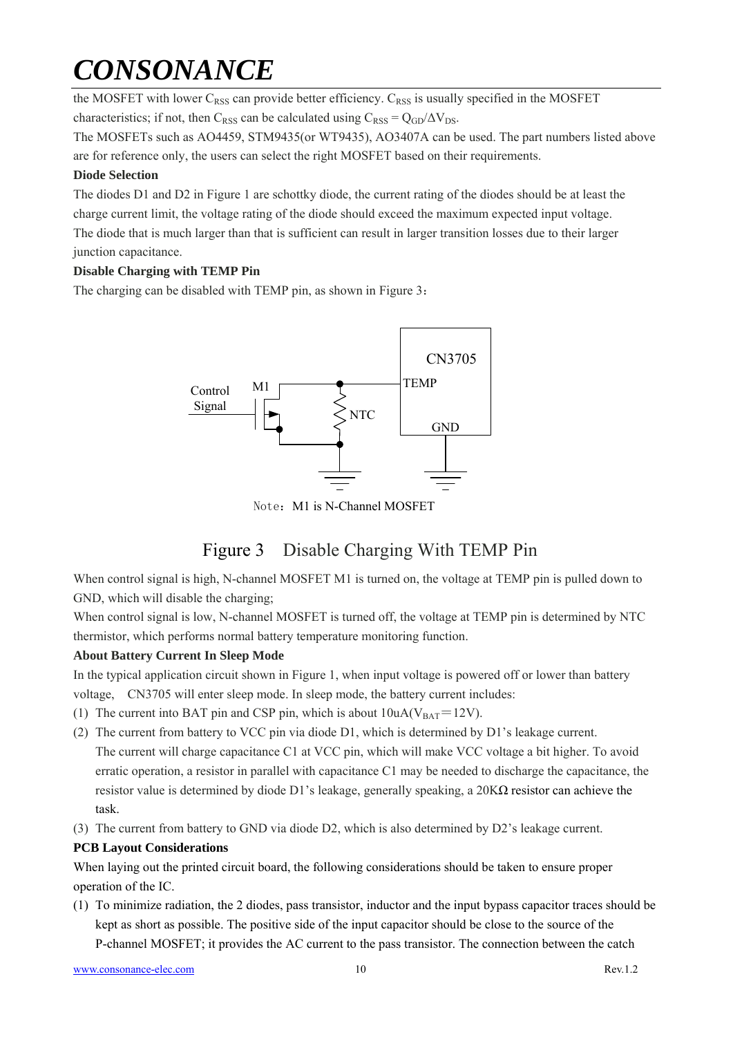the MOSFET with lower $C_{RSS}$ can provide better efficiency. $C_{RSS}$ is usually specified in the MOSFET characteristics; if not, then $C_{RSS}$ can be calculated using $C_{RSS} = Q_{GD}/\Delta V_{DS}$.

The MOSFETs such as AO4459, STM9435(or WT9435), AO3407A can be used. The part numbers listed above are for reference only, the users can select the right MOSFET based on their requirements.

**Diode Selection**

The diodes D1 and D2 in Figure 1 are schottky diode, the current rating of the diodes should be at least the charge current limit, the voltage rating of the diode should exceed the maximum expected input voltage. The diode that is much larger than that is sufficient can result in larger transition losses due to their larger junction capacitance.

**Disable Charging with TEMP Pin**

The charging can be disabled with TEMP pin, as shown in Figure 3：

Note：M1 is N-Channel MOSFET

Figure 3　Disable Charging With TEMP Pin

When control signal is high, N-channel MOSFET M1 is turned on, the voltage at TEMP pin is pulled down to GND, which will disable the charging;

When control signal is low, N-channel MOSFET is turned off, the voltage at TEMP pin is determined by NTC thermistor, which performs normal battery temperature monitoring function.

**About Battery Current In Sleep Mode**

In the typical application circuit shown in Figure 1, when input voltage is powered off or lower than battery voltage, CN3705 will enter sleep mode. In sleep mode, the battery current includes:

(1) The current into BAT pin and CSP pin, which is about 10uA($V_{BAT}$=12V).
(2) The current from battery to VCC pin via diode D1, which is determined by D1's leakage current. The current will charge capacitance C1 at VCC pin, which will make VCC voltage a bit higher. To avoid erratic operation, a resistor in parallel with capacitance C1 may be needed to discharge the capacitance, the resistor value is determined by diode D1's leakage, generally speaking, a 20KΩ resistor can achieve the task.
(3) The current from battery to GND via diode D2, which is also determined by D2's leakage current.

**PCB Layout Considerations**

When laying out the printed circuit board, the following considerations should be taken to ensure proper operation of the IC.

(1) To minimize radiation, the 2 diodes, pass transistor, inductor and the input bypass capacitor traces should be kept as short as possible. The positive side of the input capacitor should be close to the source of the P-channel MOSFET; it provides the AC current to the pass transistor. The connection between the catch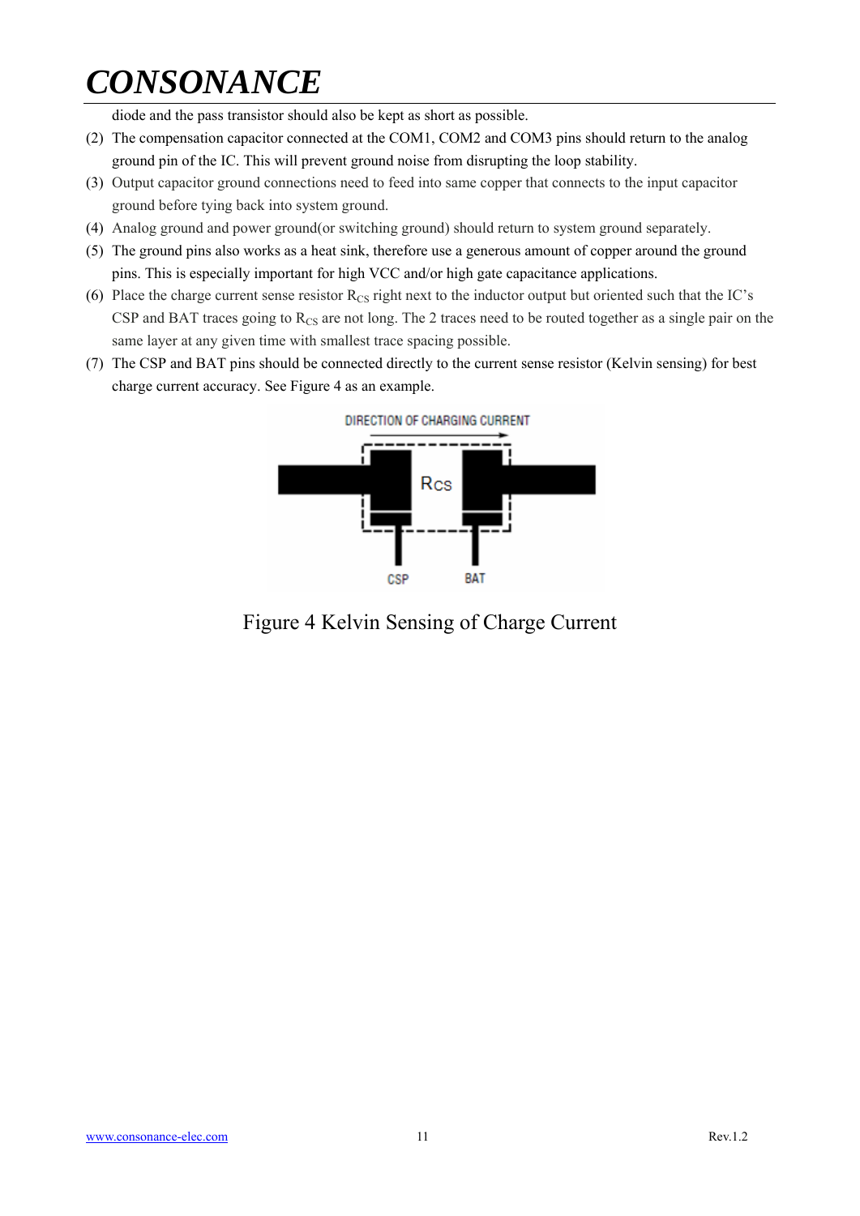diode and the pass transistor should also be kept as short as possible.

(2) The compensation capacitor connected at the COM1, COM2 and COM3 pins should return to the analog ground pin of the IC. This will prevent ground noise from disrupting the loop stability.

(3) Output capacitor ground connections need to feed into same copper that connects to the input capacitor ground before tying back into system ground.

(4) Analog ground and power ground(or switching ground) should return to system ground separately.

(5) The ground pins also works as a heat sink, therefore use a generous amount of copper around the ground pins. This is especially important for high VCC and/or high gate capacitance applications.

(6) Place the charge current sense resistor $R_{CS}$ right next to the inductor output but oriented such that the IC's CSP and BAT traces going to $R_{CS}$ are not long. The 2 traces need to be routed together as a single pair on the same layer at any given time with smallest trace spacing possible.

(7) The CSP and BAT pins should be connected directly to the current sense resistor (Kelvin sensing) for best charge current accuracy. See Figure 4 as an example.

Figure 4 Kelvin Sensing of Charge Current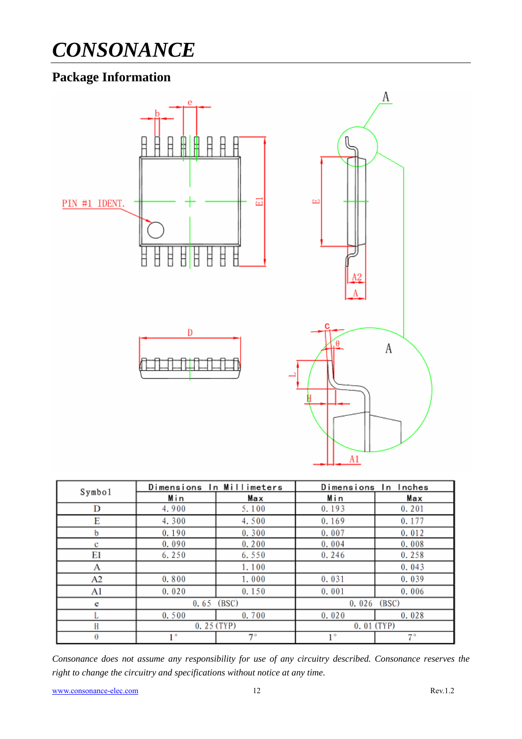# CONSONANCE

## Package Information

PIN #1 IDENT.

e

b

E1

E

A

A2

A

D

c

θ

A

L

H

A1

| Symbol | Dimensions In Millimeters | | Dimensions In Inches | |
|---|---|---|---|---|
| | Min | Max | Min | Max |
| D | 4.900 | 5.100 | 0.193 | 0.201 |
| E | 4.300 | 4.500 | 0.169 | 0.177 |
| b | 0.190 | 0.300 | 0.007 | 0.012 |
| c | 0.090 | 0.200 | 0.004 | 0.008 |
| E1 | 6.250 | 6.550 | 0.246 | 0.258 |
| A | | 1.100 | | 0.043 |
| A2 | 0.800 | 1.000 | 0.031 | 0.039 |
| A1 | 0.020 | 0.150 | 0.001 | 0.006 |
| e | 0.65 (BSC) | | 0.026 (BSC) | |
| L | 0.500 | 0.700 | 0.020 | 0.028 |
| H | 0.25 (TYP) | | 0.01 (TYP) | |
| θ | 1° | 7° | 1° | 7° |

*Consonance does not assume any responsibility for use of any circuitry described. Consonance reserves the right to change the circuitry and specifications without notice at any time.*

www.consonance-elec.com

Rev.1.2